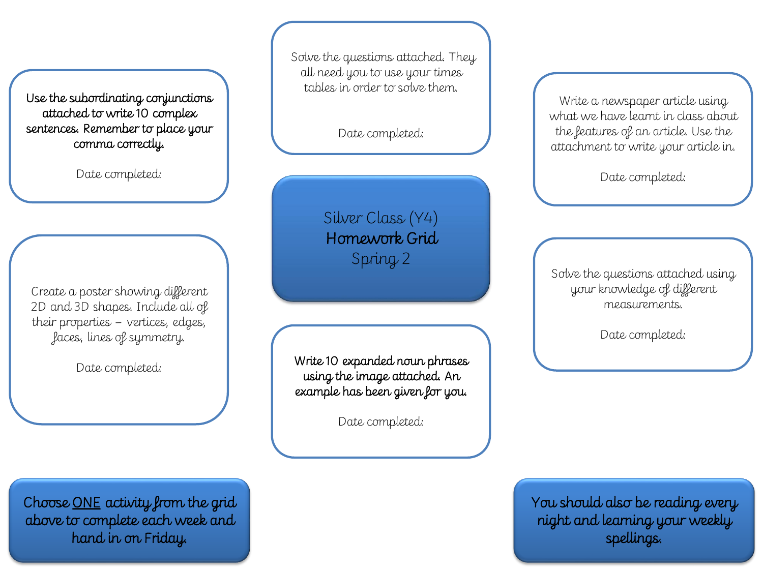# Silver Class (Y4)
## **Homework Grid**
### Spring 2

**Use the subordinating conjunctions attached to write 10 complex sentences. Remember to place your comma correctly.**

Date completed:

Solve the questions attached. They all need you to use your times tables in order to solve them.

Date completed:

Write a newspaper article using what we have learnt in class about the features of an article. Use the attachment to write your article in.

Date completed:

Create a poster showing different 2D and 3D shapes. Include all of their properties – vertices, edges, faces, lines of symmetry.

Date completed:

Solve the questions attached using your knowledge of different measurements.

Date completed:

**Write 10 expanded noun phrases using the image attached. An example has been given for you.**

Date completed:

**Choose <u>ONE</u> activity from the grid above to complete each week and hand in on Friday.**

**You should also be reading every night and learning your weekly spellings.**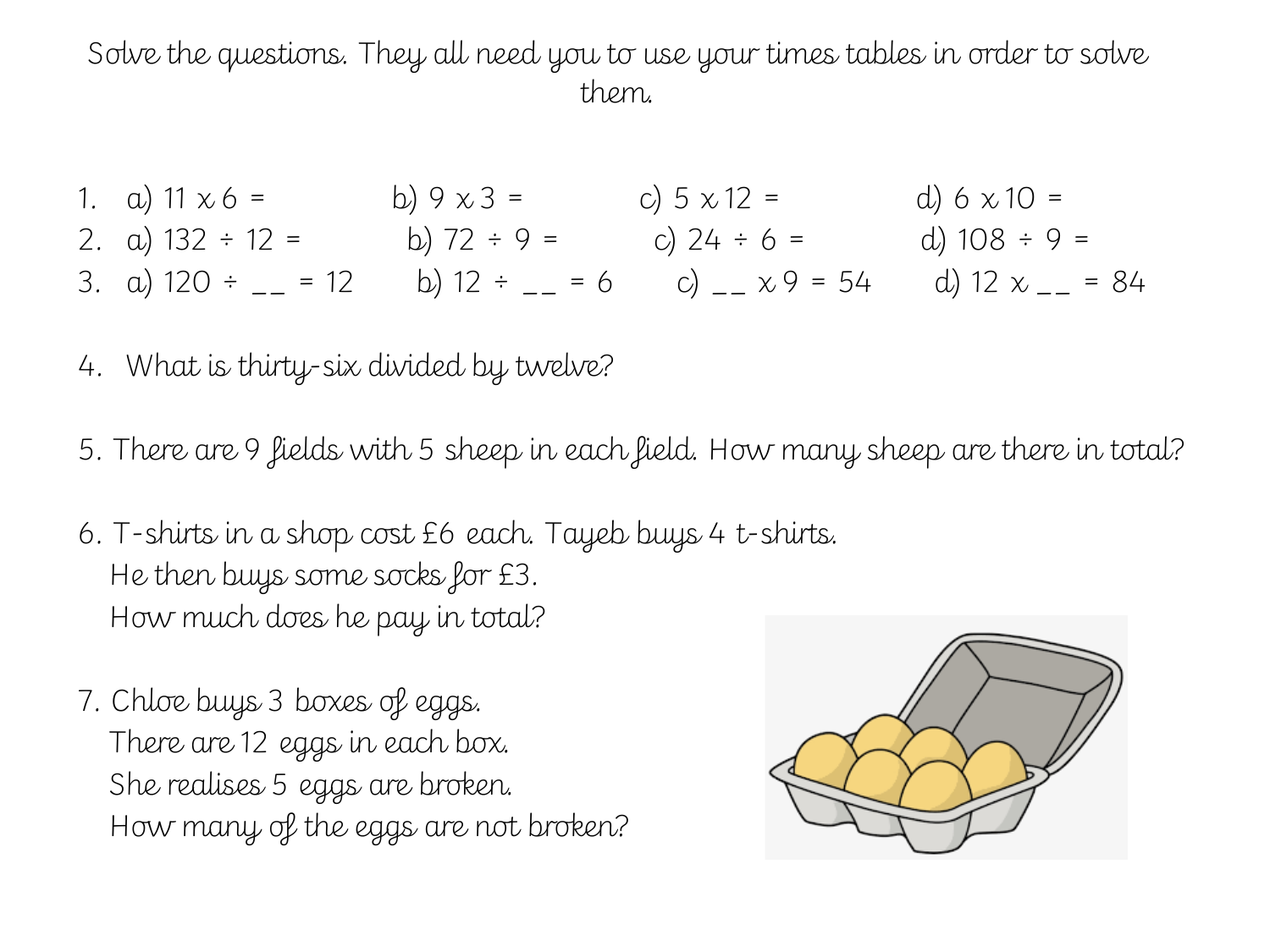Solve the questions. They all need you to use your times tables in order to solve them.

1. a) $11 \times 6 =$ b) $9 \times 3 =$ c) $5 \times 12 =$ d) $6 \times 10 =$
2. a) $132 \div 12 =$ b) $72 \div 9 =$ c) $24 \div 6 =$ d) $108 \div 9 =$
3. a) $120 \div$ __ $= 12$ b) $12 \div$ __ $= 6$ c) __ $\times 9 = 54$ d) $12 \times$ __ $= 84$

4. What is thirty-six divided by twelve?

5. There are 9 fields with 5 sheep in each field. How many sheep are there in total?

6. T-shirts in a shop cost £6 each. Tayeb buys 4 t-shirts.
   He then buys some socks for £3.
   How much does he pay in total?

7. Chloe buys 3 boxes of eggs.
   There are 12 eggs in each box.
   She realises 5 eggs are broken.
   How many of the eggs are not broken?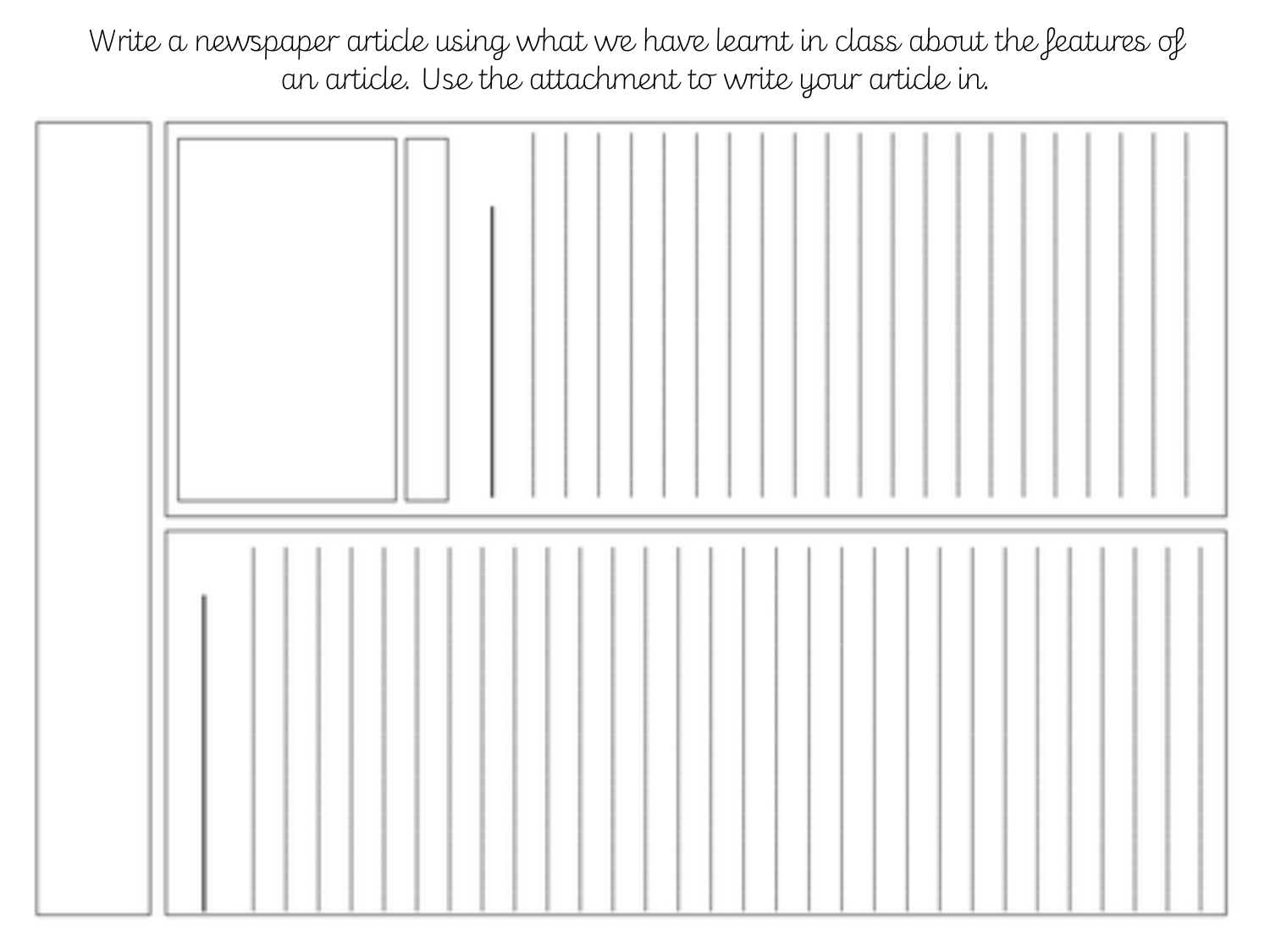Write a newspaper article using what we have learnt in class about the features of an article. Use the attachment to write your article in.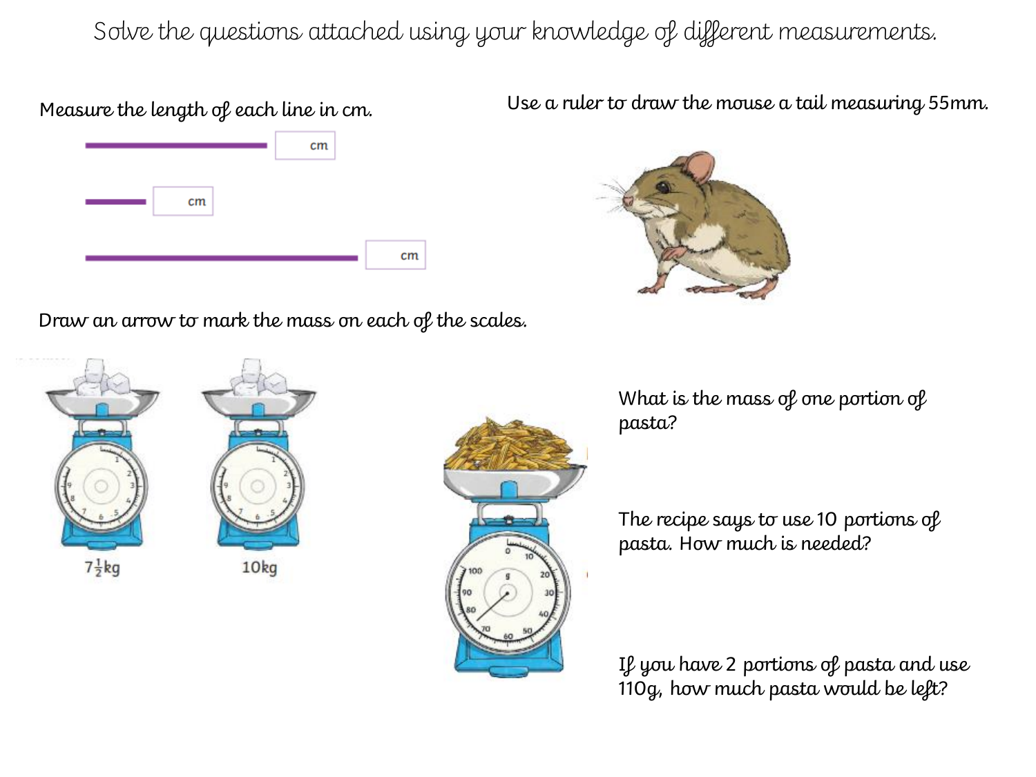Solve the questions attached using your knowledge of different measurements.

Measure the length of each line in cm.

cm

cm

cm

Use a ruler to draw the mouse a tail measuring 55mm.

Draw an arrow to mark the mass on each of the scales.

$7\frac{1}{2}$kg

10kg

What is the mass of one portion of pasta?

The recipe says to use 10 portions of pasta. How much is needed?

If you have 2 portions of pasta and use 110g, how much pasta would be left?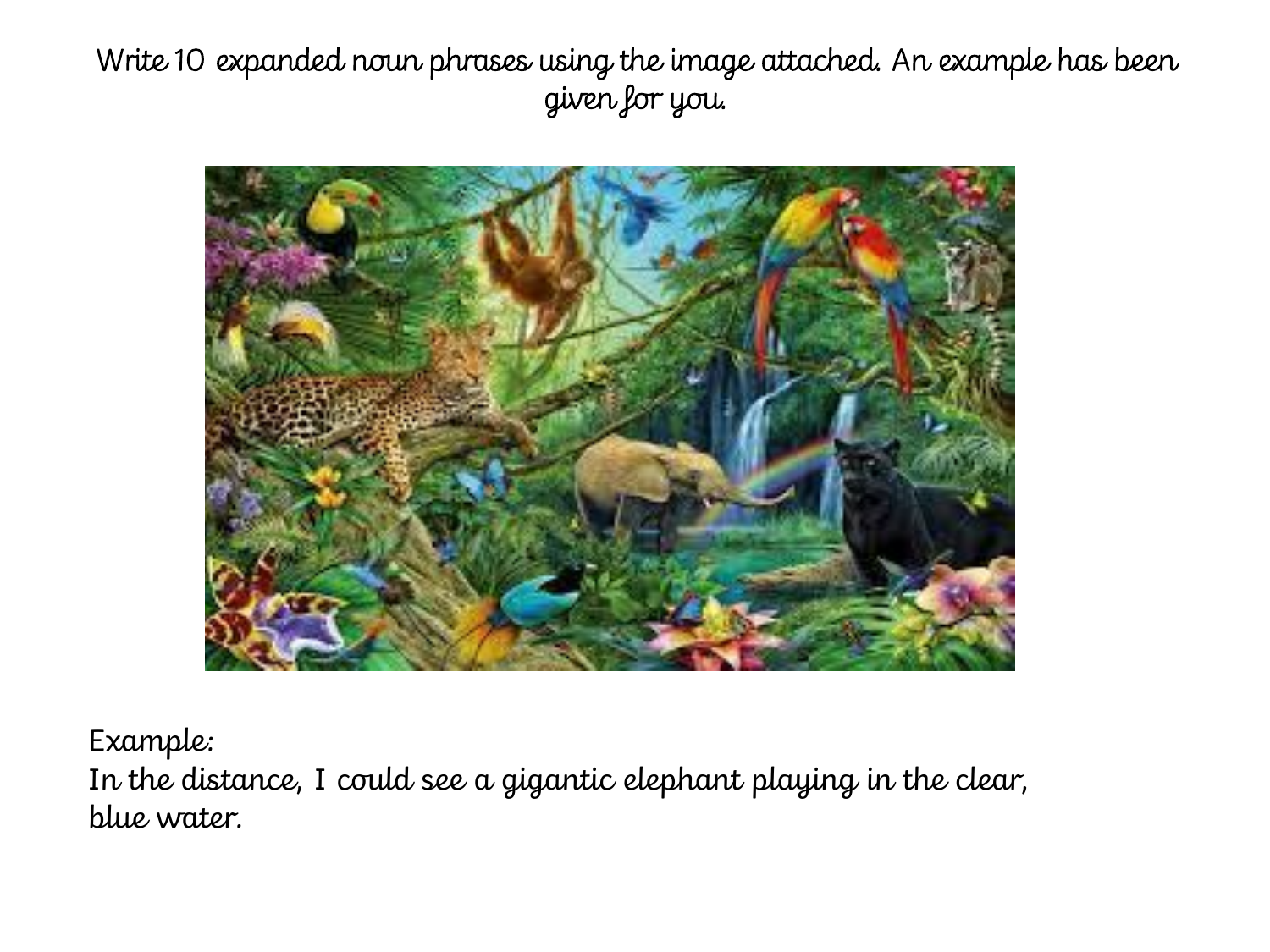Write 10 expanded noun phrases using the image attached. An example has been given for you.

Example:
In the distance, I could see a gigantic elephant playing in the clear, blue water.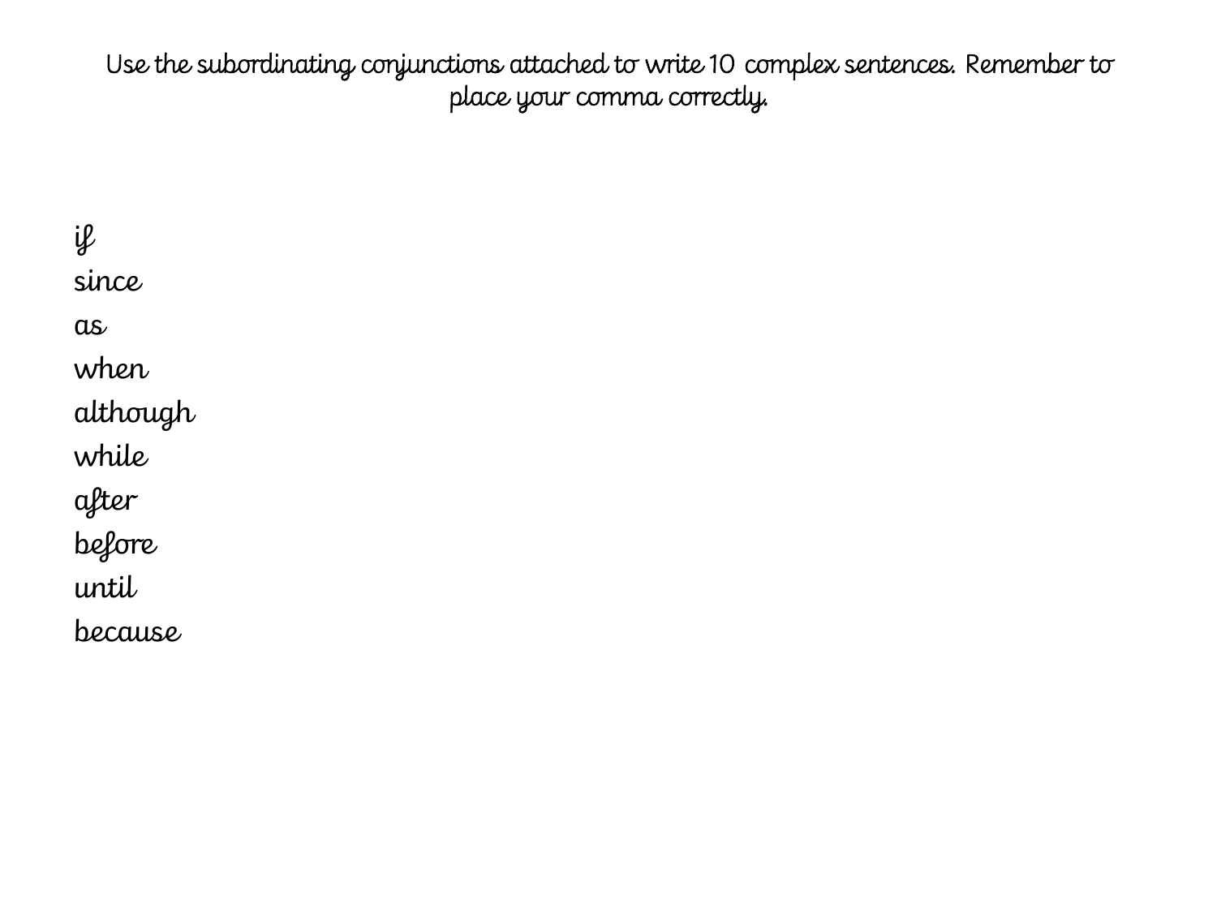Use the subordinating conjunctions attached to write 10 complex sentences. Remember to place your comma correctly.

if
since
as
when
although
while
after
before
until
because